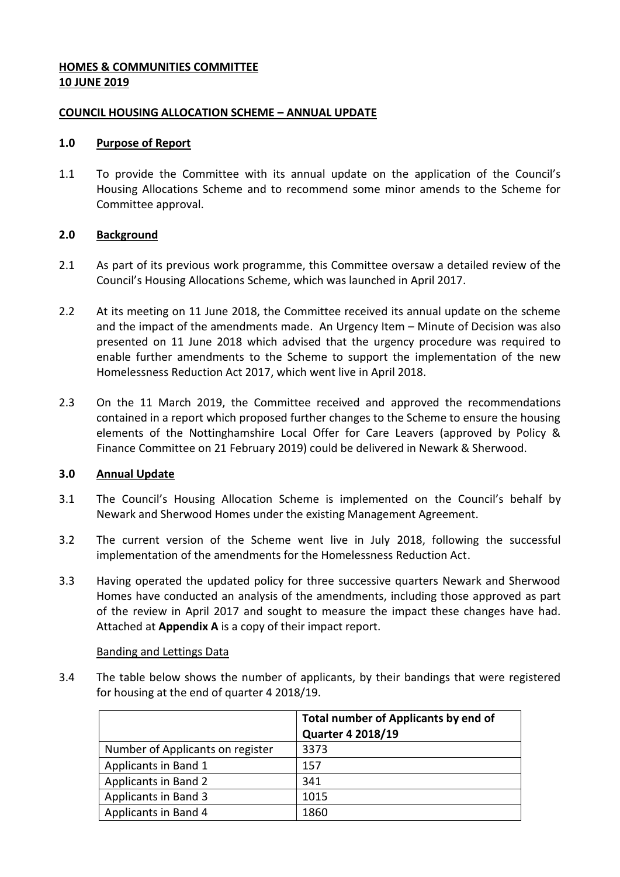**HOMES & COMMUNITIES COMMITTEE**
**10 JUNE 2019**

**COUNCIL HOUSING ALLOCATION SCHEME – ANNUAL UPDATE**

## 1.0 Purpose of Report

1.1 To provide the Committee with its annual update on the application of the Council's Housing Allocations Scheme and to recommend some minor amends to the Scheme for Committee approval.

## 2.0 Background

2.1 As part of its previous work programme, this Committee oversaw a detailed review of the Council's Housing Allocations Scheme, which was launched in April 2017.

2.2 At its meeting on 11 June 2018, the Committee received its annual update on the scheme and the impact of the amendments made. An Urgency Item – Minute of Decision was also presented on 11 June 2018 which advised that the urgency procedure was required to enable further amendments to the Scheme to support the implementation of the new Homelessness Reduction Act 2017, which went live in April 2018.

2.3 On the 11 March 2019, the Committee received and approved the recommendations contained in a report which proposed further changes to the Scheme to ensure the housing elements of the Nottinghamshire Local Offer for Care Leavers (approved by Policy & Finance Committee on 21 February 2019) could be delivered in Newark & Sherwood.

## 3.0 Annual Update

3.1 The Council's Housing Allocation Scheme is implemented on the Council's behalf by Newark and Sherwood Homes under the existing Management Agreement.

3.2 The current version of the Scheme went live in July 2018, following the successful implementation of the amendments for the Homelessness Reduction Act.

3.3 Having operated the updated policy for three successive quarters Newark and Sherwood Homes have conducted an analysis of the amendments, including those approved as part of the review in April 2017 and sought to measure the impact these changes have had. Attached at **Appendix A** is a copy of their impact report.

Banding and Lettings Data

3.4 The table below shows the number of applicants, by their bandings that were registered for housing at the end of quarter 4 2018/19.

| | **Total number of Applicants by end of Quarter 4 2018/19** |
|---|---|
| Number of Applicants on register | 3373 |
| Applicants in Band 1 | 157 |
| Applicants in Band 2 | 341 |
| Applicants in Band 3 | 1015 |
| Applicants in Band 4 | 1860 |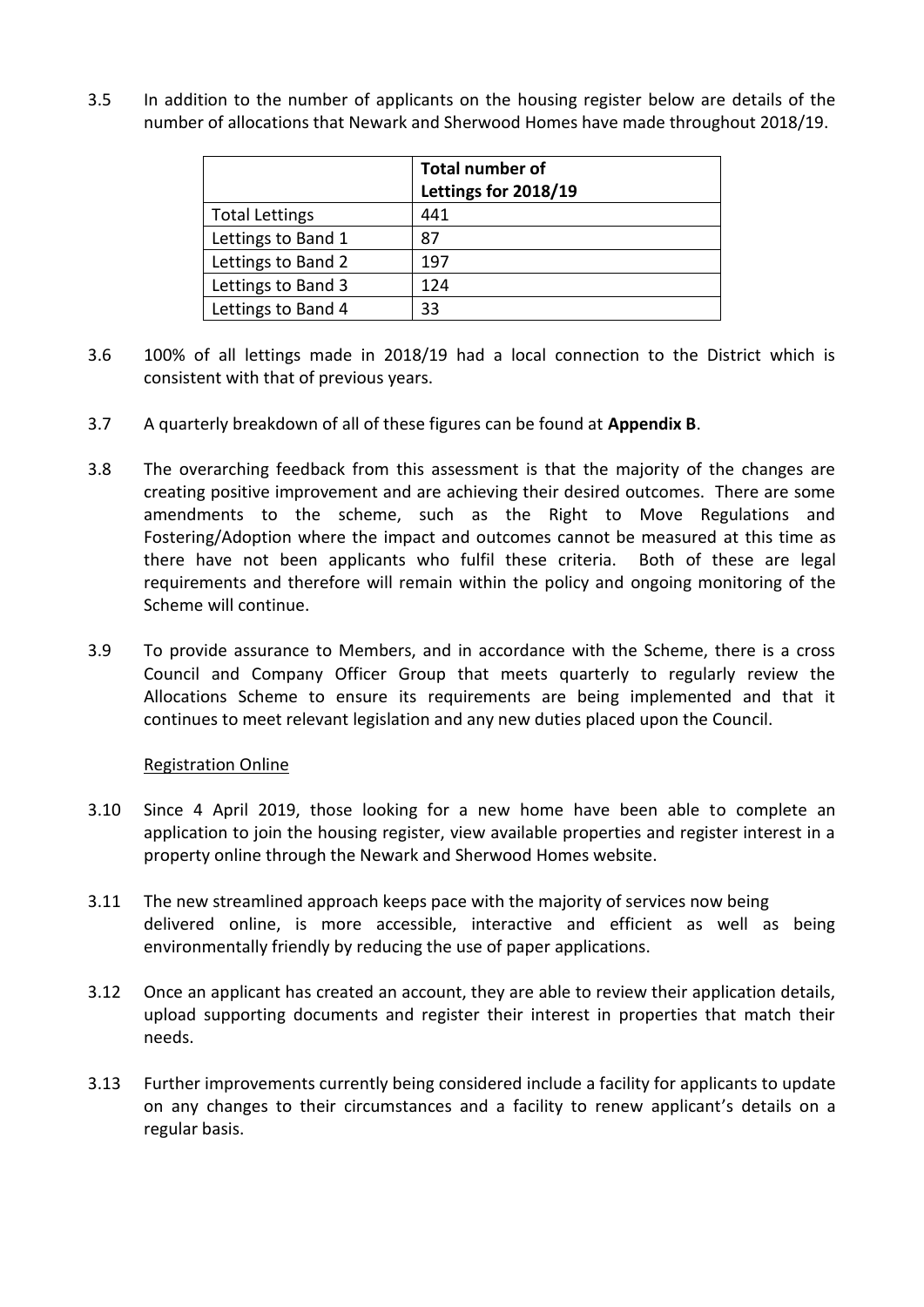3.5 In addition to the number of applicants on the housing register below are details of the number of allocations that Newark and Sherwood Homes have made throughout 2018/19.

| | **Total number of Lettings for 2018/19** |
|---|---|
| Total Lettings | 441 |
| Lettings to Band 1 | 87 |
| Lettings to Band 2 | 197 |
| Lettings to Band 3 | 124 |
| Lettings to Band 4 | 33 |

3.6 100% of all lettings made in 2018/19 had a local connection to the District which is consistent with that of previous years.

3.7 A quarterly breakdown of all of these figures can be found at **Appendix B**.

3.8 The overarching feedback from this assessment is that the majority of the changes are creating positive improvement and are achieving their desired outcomes. There are some amendments to the scheme, such as the Right to Move Regulations and Fostering/Adoption where the impact and outcomes cannot be measured at this time as there have not been applicants who fulfil these criteria. Both of these are legal requirements and therefore will remain within the policy and ongoing monitoring of the Scheme will continue.

3.9 To provide assurance to Members, and in accordance with the Scheme, there is a cross Council and Company Officer Group that meets quarterly to regularly review the Allocations Scheme to ensure its requirements are being implemented and that it continues to meet relevant legislation and any new duties placed upon the Council.

Registration Online

3.10 Since 4 April 2019, those looking for a new home have been able to complete an application to join the housing register, view available properties and register interest in a property online through the Newark and Sherwood Homes website.

3.11 The new streamlined approach keeps pace with the majority of services now being delivered online, is more accessible, interactive and efficient as well as being environmentally friendly by reducing the use of paper applications.

3.12 Once an applicant has created an account, they are able to review their application details, upload supporting documents and register their interest in properties that match their needs.

3.13 Further improvements currently being considered include a facility for applicants to update on any changes to their circumstances and a facility to renew applicant's details on a regular basis.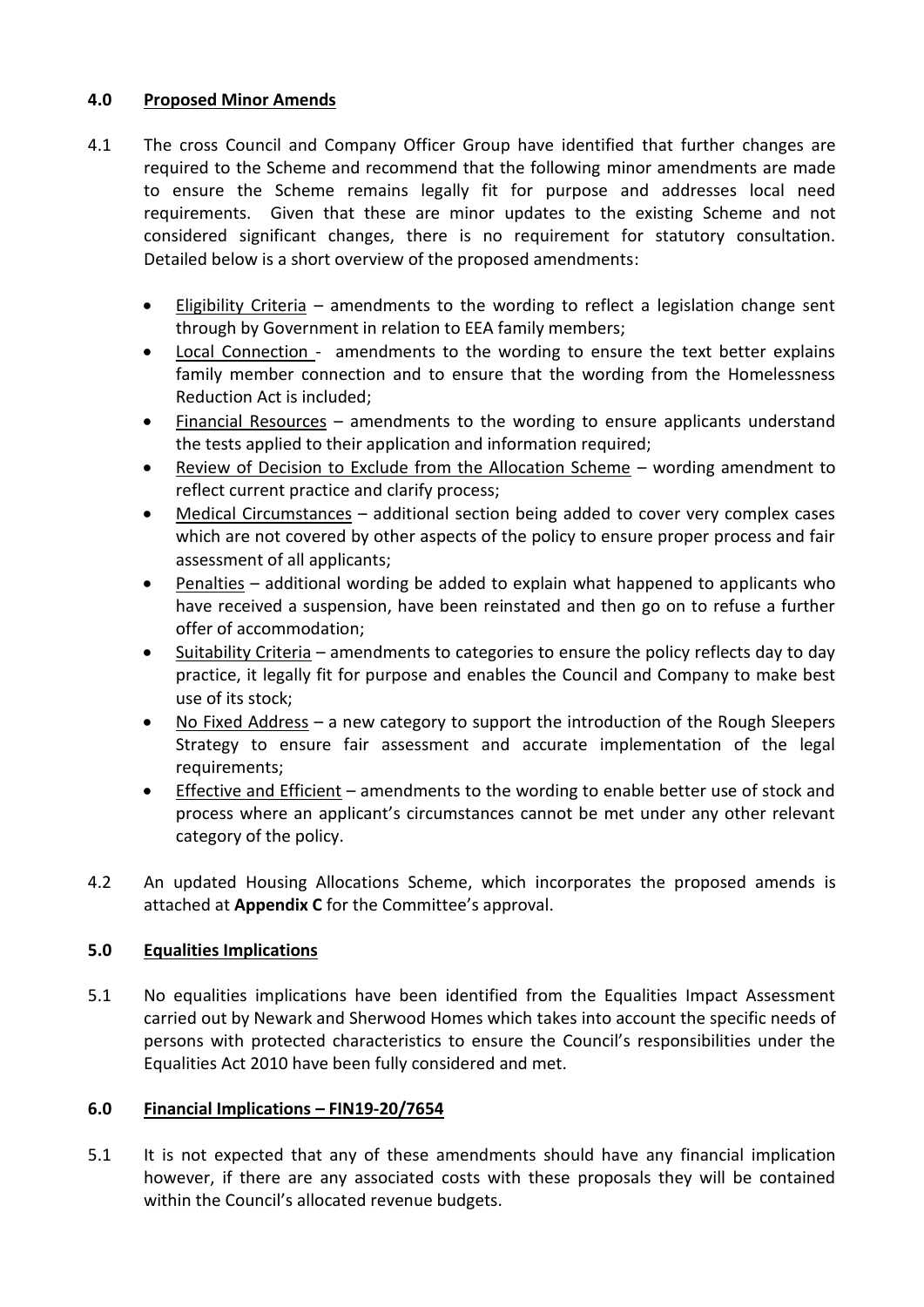## 4.0 <u>Proposed Minor Amends</u>

4.1 The cross Council and Company Officer Group have identified that further changes are required to the Scheme and recommend that the following minor amendments are made to ensure the Scheme remains legally fit for purpose and addresses local need requirements. Given that these are minor updates to the existing Scheme and not considered significant changes, there is no requirement for statutory consultation. Detailed below is a short overview of the proposed amendments:

- <u>Eligibility Criteria</u> – amendments to the wording to reflect a legislation change sent through by Government in relation to EEA family members;
- <u>Local Connection</u> - amendments to the wording to ensure the text better explains family member connection and to ensure that the wording from the Homelessness Reduction Act is included;
- <u>Financial Resources</u> – amendments to the wording to ensure applicants understand the tests applied to their application and information required;
- <u>Review of Decision to Exclude from the Allocation Scheme</u> – wording amendment to reflect current practice and clarify process;
- <u>Medical Circumstances</u> – additional section being added to cover very complex cases which are not covered by other aspects of the policy to ensure proper process and fair assessment of all applicants;
- <u>Penalties</u> – additional wording be added to explain what happened to applicants who have received a suspension, have been reinstated and then go on to refuse a further offer of accommodation;
- <u>Suitability Criteria</u> – amendments to categories to ensure the policy reflects day to day practice, it legally fit for purpose and enables the Council and Company to make best use of its stock;
- <u>No Fixed Address</u> – a new category to support the introduction of the Rough Sleepers Strategy to ensure fair assessment and accurate implementation of the legal requirements;
- <u>Effective and Efficient</u> – amendments to the wording to enable better use of stock and process where an applicant's circumstances cannot be met under any other relevant category of the policy.

4.2 An updated Housing Allocations Scheme, which incorporates the proposed amends is attached at **Appendix C** for the Committee's approval.

## 5.0 <u>Equalities Implications</u>

5.1 No equalities implications have been identified from the Equalities Impact Assessment carried out by Newark and Sherwood Homes which takes into account the specific needs of persons with protected characteristics to ensure the Council's responsibilities under the Equalities Act 2010 have been fully considered and met.

## 6.0 <u>Financial Implications – FIN19-20/7654</u>

5.1 It is not expected that any of these amendments should have any financial implication however, if there are any associated costs with these proposals they will be contained within the Council's allocated revenue budgets.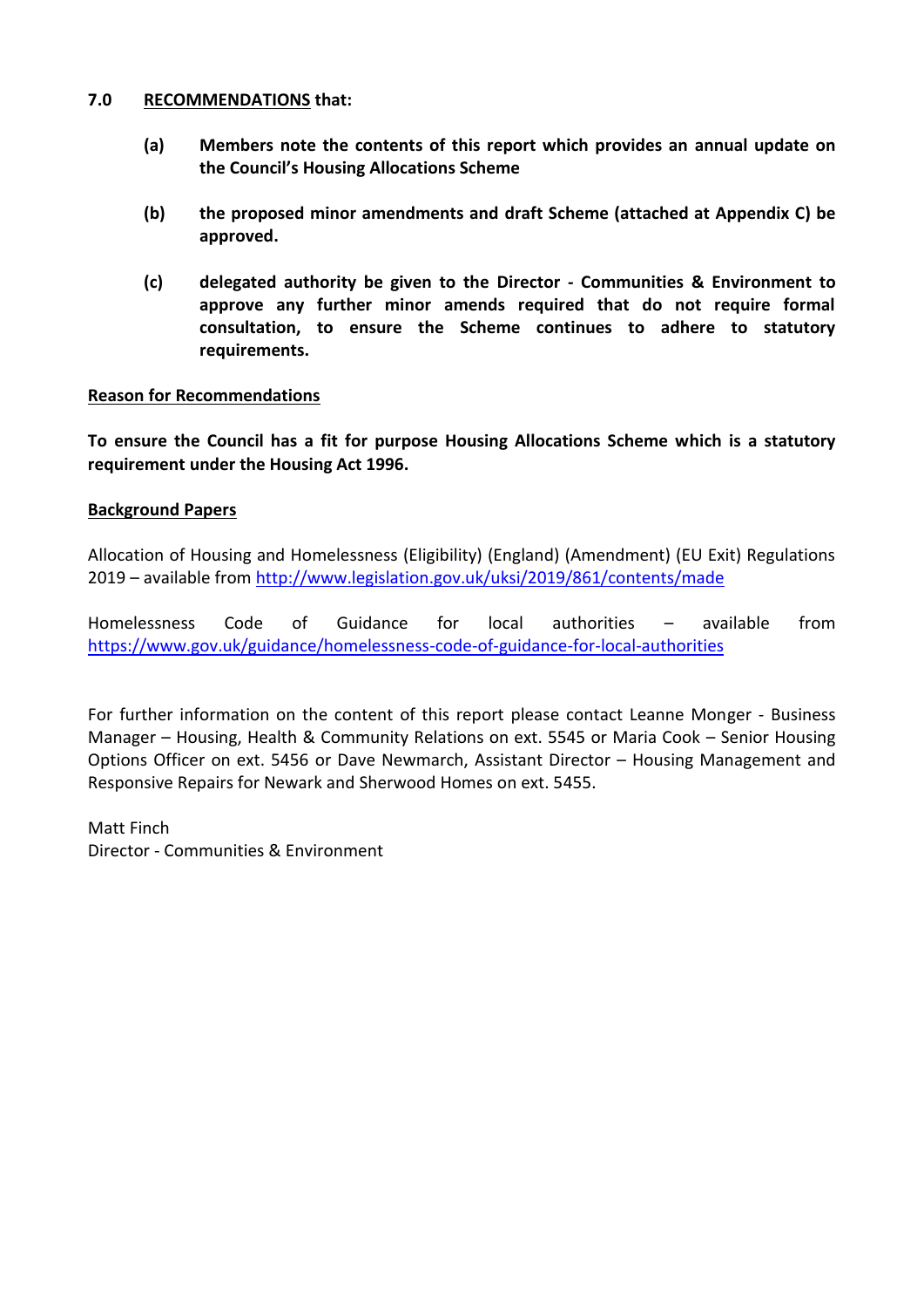## 7.0 **RECOMMENDATIONS** that:

**(a)** **Members note the contents of this report which provides an annual update on the Council's Housing Allocations Scheme**

**(b)** **the proposed minor amendments and draft Scheme (attached at Appendix C) be approved.**

**(c)** **delegated authority be given to the Director - Communities & Environment to approve any further minor amends required that do not require formal consultation, to ensure the Scheme continues to adhere to statutory requirements.**

**Reason for Recommendations**

**To ensure the Council has a fit for purpose Housing Allocations Scheme which is a statutory requirement under the Housing Act 1996.**

**Background Papers**

Allocation of Housing and Homelessness (Eligibility) (England) (Amendment) (EU Exit) Regulations 2019 – available from http://www.legislation.gov.uk/uksi/2019/861/contents/made

Homelessness Code of Guidance for local authorities – available from https://www.gov.uk/guidance/homelessness-code-of-guidance-for-local-authorities

For further information on the content of this report please contact Leanne Monger - Business Manager – Housing, Health & Community Relations on ext. 5545 or Maria Cook – Senior Housing Options Officer on ext. 5456 or Dave Newmarch, Assistant Director – Housing Management and Responsive Repairs for Newark and Sherwood Homes on ext. 5455.

Matt Finch
Director - Communities & Environment